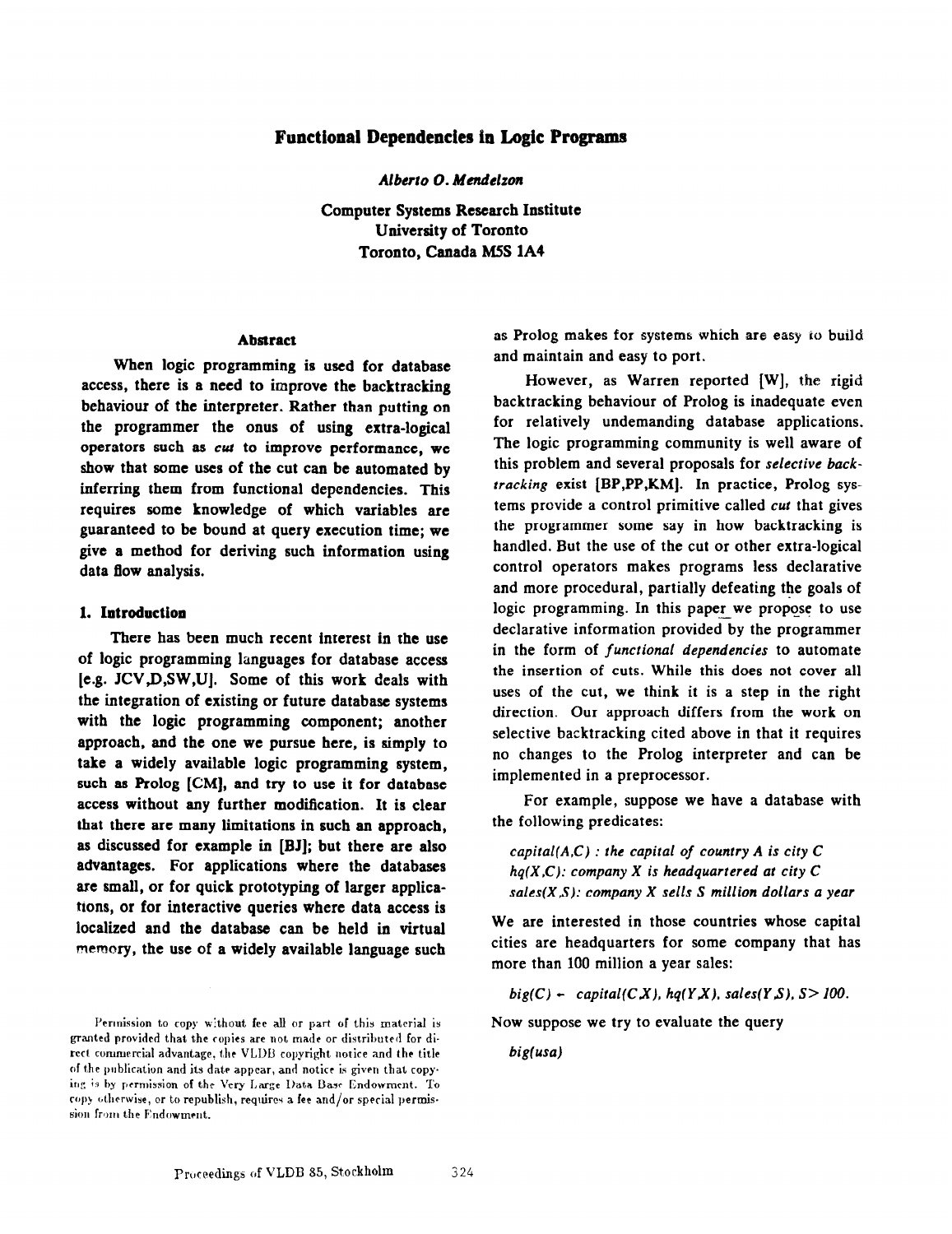# Functional Dependencies in Logic Programs

*Alberto O. Mendelzon*

Computer Systems Research Institute
University of Toronto
Toronto, Canada M5S 1A4

## Abstract

When logic programming is used for database access, there is a need to improve the backtracking behaviour of the interpreter. Rather than putting on the programmer the onus of using extra-logical operators such as *cut* to improve performance, we show that some uses of the cut can be automated by inferring them from functional dependencies. This requires some knowledge of which variables are guaranteed to be bound at query execution time; we give a method for deriving such information using data flow analysis.

## 1. Introduction

There has been much recent interest in the use of logic programming languages for database access [e.g. JCV,D,SW,U]. Some of this work deals with the integration of existing or future database systems with the logic programming component; another approach, and the one we pursue here, is simply to take a widely available logic programming system, such as Prolog [CM], and try to use it for database access without any further modification. It is clear that there are many limitations in such an approach, as discussed for example in [BJ]; but there are also advantages. For applications where the databases are small, or for quick prototyping of larger applications, or for interactive queries where data access is localized and the database can be held in virtual memory, the use of a widely available language such as Prolog makes for systems which are easy to build and maintain and easy to port.

However, as Warren reported [W], the rigid backtracking behaviour of Prolog is inadequate even for relatively undemanding database applications. The logic programming community is well aware of this problem and several proposals for *selective backtracking* exist [BP,PP,KM]. In practice, Prolog systems provide a control primitive called *cut* that gives the programmer some say in how backtracking is handled. But the use of the cut or other extra-logical control operators makes programs less declarative and more procedural, partially defeating the goals of logic programming. In this paper we propose to use declarative information provided by the programmer in the form of *functional dependencies* to automate the insertion of cuts. While this does not cover all uses of the cut, we think it is a step in the right direction. Our approach differs from the work on selective backtracking cited above in that it requires no changes to the Prolog interpreter and can be implemented in a preprocessor.

For example, suppose we have a database with the following predicates:

*capital(A,C) : the capital of country A is city C*
*hq(X,C): company X is headquartered at city C*
*sales(X,S): company X sells S million dollars a year*

We are interested in those countries whose capital cities are headquarters for some company that has more than 100 million a year sales:

*big(C) ← capital(C,X), hq(Y,X), sales(Y,S), S > 100.*

Now suppose we try to evaluate the query

*big(usa)*

Permission to copy without fee all or part of this material is granted provided that the copies are not made or distributed for direct commercial advantage, the VLDB copyright notice and the title of the publication and its date appear, and notice is given that copying is by permission of the Very Large Data Base Endowment. To copy otherwise, or to republish, requires a fee and/or special permission from the Endowment.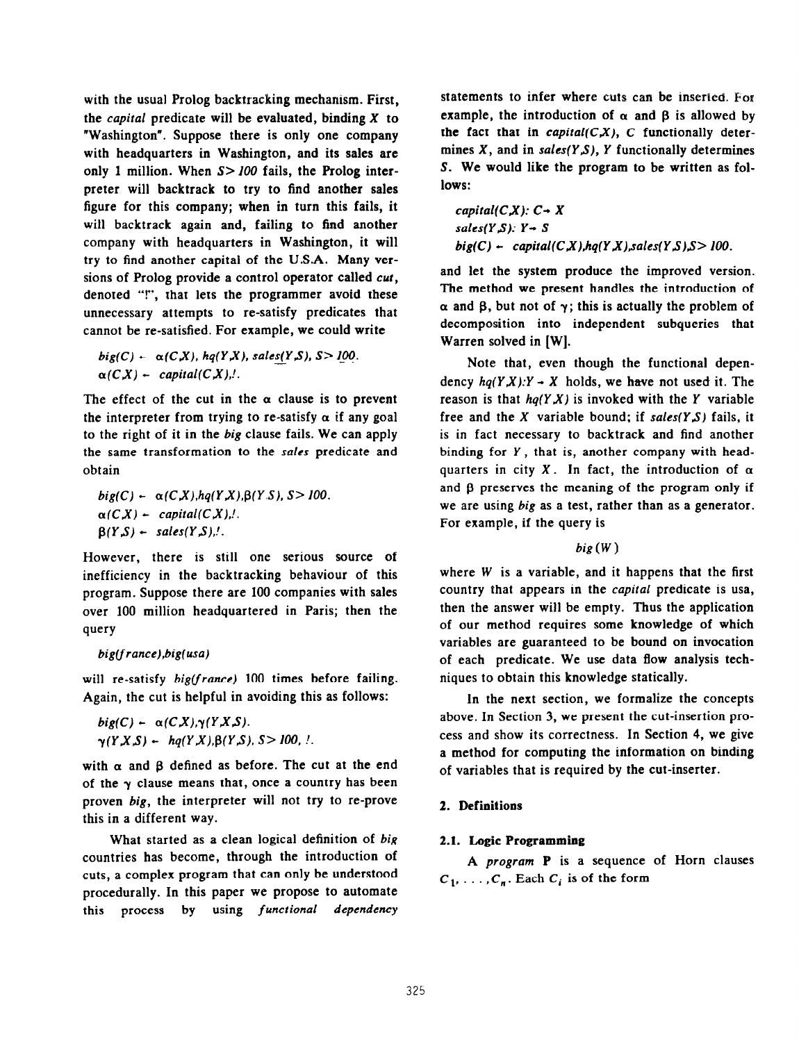with the usual Prolog backtracking mechanism. First, the *capital* predicate will be evaluated, binding $X$ to "Washington". Suppose there is only one company with headquarters in Washington, and its sales are only 1 million. When $S > 100$ fails, the Prolog interpreter will backtrack to try to find another sales figure for this company; when in turn this fails, it will backtrack again and, failing to find another company with headquarters in Washington, it will try to find another capital of the U.S.A. Many versions of Prolog provide a control operator called *cut*, denoted "!", that lets the programmer avoid these unnecessary attempts to re-satisfy predicates that cannot be re-satisfied. For example, we could write

$$big(C) \leftarrow \alpha(C,X),\ hq(Y,X),\ sales(Y,S),\ S > 100.$$
$$\alpha(C,X) \leftarrow capital(C,X), !.$$

The effect of the cut in the $\alpha$ clause is to prevent the interpreter from trying to re-satisfy $\alpha$ if any goal to the right of it in the *big* clause fails. We can apply the same transformation to the *sales* predicate and obtain

$$big(C) \leftarrow \alpha(C,X), hq(Y,X), \beta(Y,S),\ S > 100.$$
$$\alpha(C,X) \leftarrow capital(C,X), !.$$
$$\beta(Y,S) \leftarrow sales(Y,S), !.$$

However, there is still one serious source of inefficiency in the backtracking behaviour of this program. Suppose there are 100 companies with sales over 100 million headquartered in Paris; then the query

*big(france),big(usa)*

will re-satisfy *big(france)* 100 times before failing. Again, the cut is helpful in avoiding this as follows:

$$big(C) \leftarrow \alpha(C,X), \gamma(Y,X,S).$$
$$\gamma(Y,X,S) \leftarrow hq(Y,X), \beta(Y,S),\ S > 100,\ !.$$

with $\alpha$ and $\beta$ defined as before. The cut at the end of the $\gamma$ clause means that, once a country has been proven *big*, the interpreter will not try to re-prove this in a different way.

What started as a clean logical definition of *big* countries has become, through the introduction of cuts, a complex program that can only be understood procedurally. In this paper we propose to automate this process by using *functional dependency* statements to infer where cuts can be inserted. For example, the introduction of $\alpha$ and $\beta$ is allowed by the fact that in $capital(C,X)$, $C$ functionally determines $X$, and in $sales(Y,S)$, $Y$ functionally determines $S$. We would like the program to be written as follows:

$$capital(C,X): C \rightarrow X$$
$$sales(Y,S): Y \rightarrow S$$
$$big(C) \leftarrow capital(C,X), hq(Y,X), sales(Y,S), S > 100.$$

and let the system produce the improved version. The method we present handles the introduction of $\alpha$ and $\beta$, but not of $\gamma$; this is actually the problem of decomposition into independent subqueries that Warren solved in [W].

Note that, even though the functional dependency $hq(Y,X): Y \rightarrow X$ holds, we have not used it. The reason is that $hq(Y,X)$ is invoked with the $Y$ variable free and the $X$ variable bound; if $sales(Y,S)$ fails, it is in fact necessary to backtrack and find another binding for $Y$, that is, another company with headquarters in city $X$. In fact, the introduction of $\alpha$ and $\beta$ preserves the meaning of the program only if we are using *big* as a test, rather than as a generator. For example, if the query is

$$big(W)$$

where $W$ is a variable, and it happens that the first country that appears in the *capital* predicate is usa, then the answer will be empty. Thus the application of our method requires some knowledge of which variables are guaranteed to be bound on invocation of each predicate. We use data flow analysis techniques to obtain this knowledge statically.

In the next section, we formalize the concepts above. In Section 3, we present the cut-insertion process and show its correctness. In Section 4, we give a method for computing the information on binding of variables that is required by the cut-inserter.

## 2. Definitions

### 2.1. Logic Programming

A *program* **P** is a sequence of Horn clauses $C_1, \ldots, C_n$. Each $C_i$ is of the form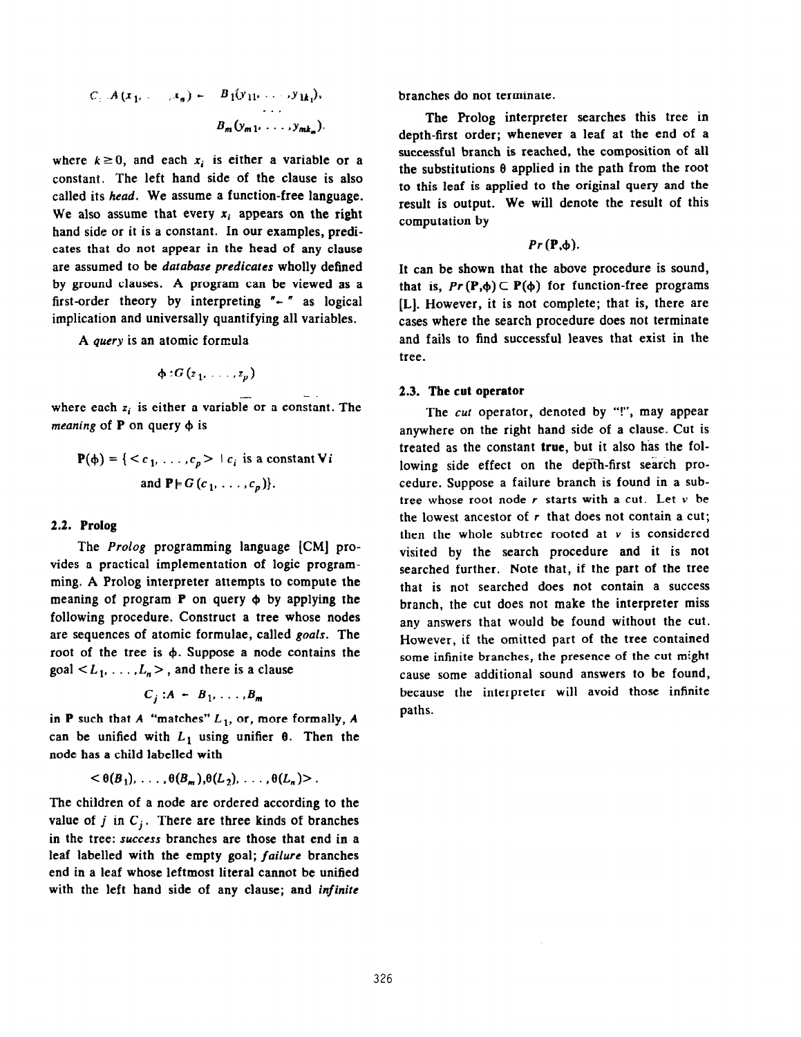$$C_i : A(x_1, \ldots, x_n) \leftarrow B_1(y_{11}, \ldots, y_{1k_1}), \ldots, B_m(y_{m1}, \ldots, y_{mk_m}).$$

where $k \geq 0$, and each $x_i$ is either a variable or a constant. The left hand side of the clause is also called its *head*. We assume a function-free language. We also assume that every $x_i$ appears on the right hand side or it is a constant. In our examples, predicates that do not appear in the head of any clause are assumed to be *database predicates* wholly defined by ground clauses. A program can be viewed as a first-order theory by interpreting "$\leftarrow$" as logical implication and universally quantifying all variables.

A *query* is an atomic formula

$$\phi : G(z_1, \ldots, z_p)$$

where each $z_i$ is either a variable or a constant. The *meaning* of **P** on query $\phi$ is

$$\mathbf{P}(\phi) = \{ <c_1, \ldots, c_p> \mid c_i \text{ is a constant } \forall i \text{ and } \mathbf{P} \models G(c_1, \ldots, c_p) \}.$$

### 2.2. Prolog

The *Prolog* programming language [CM] provides a practical implementation of logic programming. A Prolog interpreter attempts to compute the meaning of program **P** on query $\phi$ by applying the following procedure. Construct a tree whose nodes are sequences of atomic formulae, called *goals*. The root of the tree is $\phi$. Suppose a node contains the goal $<L_1, \ldots, L_n>$, and there is a clause

$$C_j : A \leftarrow B_1, \ldots, B_m$$

in **P** such that $A$ "matches" $L_1$, or, more formally, $A$ can be unified with $L_1$ using unifier $\theta$. Then the node has a child labelled with

$$<\theta(B_1), \ldots, \theta(B_m), \theta(L_2), \ldots, \theta(L_n)>.$$

The children of a node are ordered according to the value of $j$ in $C_j$. There are three kinds of branches in the tree: *success* branches are those that end in a leaf labelled with the empty goal; *failure* branches end in a leaf whose leftmost literal cannot be unified with the left hand side of any clause; and *infinite* branches do not terminate.

The Prolog interpreter searches this tree in depth-first order; whenever a leaf at the end of a successful branch is reached, the composition of all the substitutions $\theta$ applied in the path from the root to this leaf is applied to the original query and the result is output. We will denote the result of this computation by

$$Pr(\mathbf{P}, \phi).$$

It can be shown that the above procedure is sound, that is, $Pr(\mathbf{P}, \phi) \subset \mathbf{P}(\phi)$ for function-free programs [L]. However, it is not complete; that is, there are cases where the search procedure does not terminate and fails to find successful leaves that exist in the tree.

### 2.3. The cut operator

The *cut* operator, denoted by "!", may appear anywhere on the right hand side of a clause. Cut is treated as the constant **true**, but it also has the following side effect on the depth-first search procedure. Suppose a failure branch is found in a subtree whose root node $r$ starts with a cut. Let $v$ be the lowest ancestor of $r$ that does not contain a cut; then the whole subtree rooted at $v$ is considered visited by the search procedure and it is not searched further. Note that, if the part of the tree that is not searched does not contain a success branch, the cut does not make the interpreter miss any answers that would be found without the cut. However, if the omitted part of the tree contained some infinite branches, the presence of the cut might cause some additional sound answers to be found, because the interpreter will avoid those infinite paths.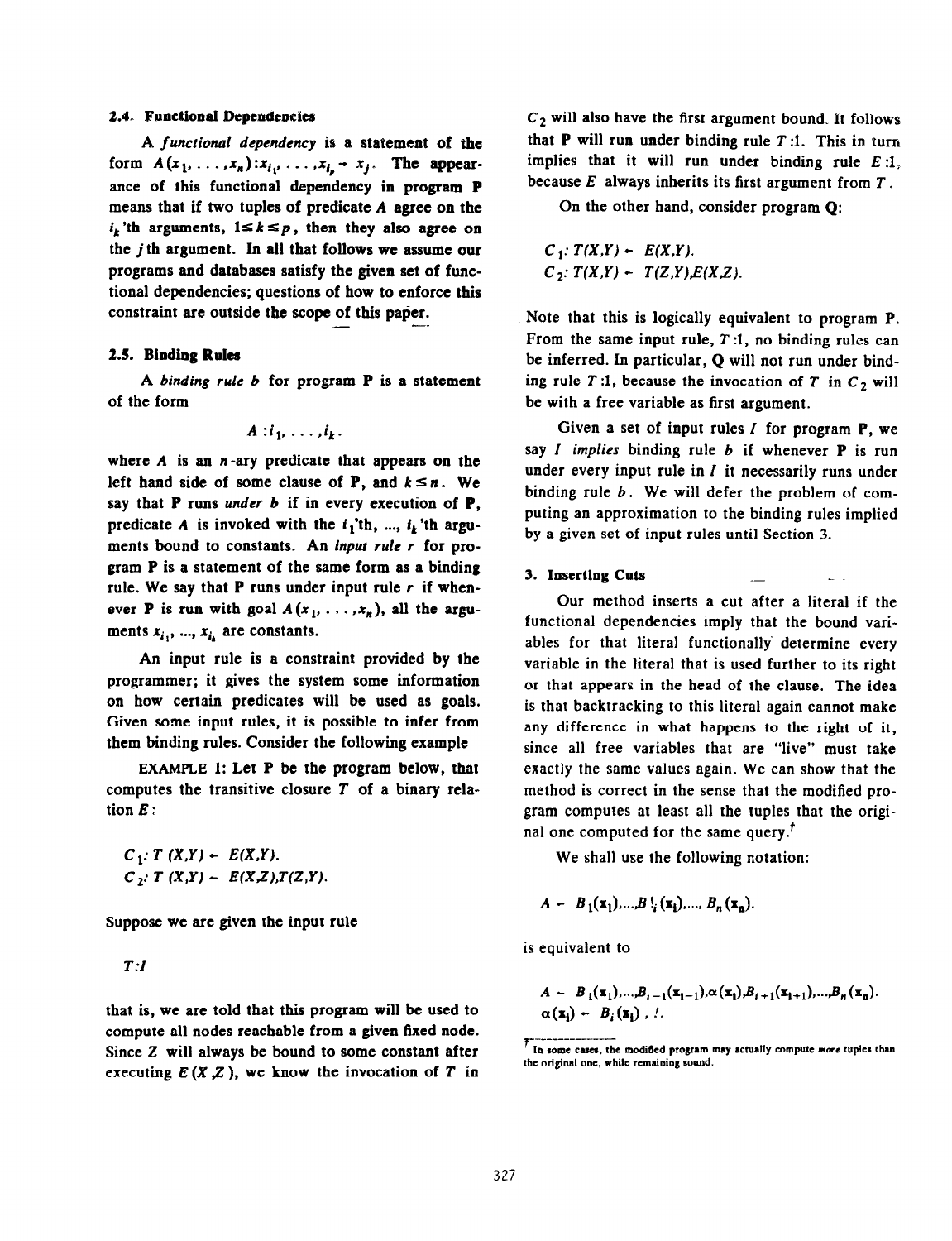### 2.4. Functional Dependencies

A *functional dependency* is a statement of the form $A(x_1, \ldots, x_n): x_{i_1}, \ldots, x_{i_p} \rightarrow x_j$. The appearance of this functional dependency in program **P** means that if two tuples of predicate $A$ agree on the $i_k$'th arguments, $1 \leq k \leq p$, then they also agree on the $j$th argument. In all that follows we assume our programs and databases satisfy the given set of functional dependencies; questions of how to enforce this constraint are outside the scope of this paper.

### 2.5. Binding Rules

A *binding rule* $b$ for program **P** is a statement of the form

$$A : i_1, \ldots, i_k.$$

where $A$ is an $n$-ary predicate that appears on the left hand side of some clause of **P**, and $k \leq n$. We say that **P** runs *under* $b$ if in every execution of **P**, predicate $A$ is invoked with the $i_1$'th, ..., $i_k$'th arguments bound to constants. An *input rule* $r$ for program **P** is a statement of the same form as a binding rule. We say that **P** runs under input rule $r$ if whenever **P** is run with goal $A(x_1, \ldots, x_n)$, all the arguments $x_{i_1}$, ..., $x_{i_k}$ are constants.

An input rule is a constraint provided by the programmer; it gives the system some information on how certain predicates will be used as goals. Given some input rules, it is possible to infer from them binding rules. Consider the following example

EXAMPLE 1: Let **P** be the program below, that computes the transitive closure $T$ of a binary relation $E$:

$C_1$: $T(X,Y) \leftarrow E(X,Y)$.
$C_2$: $T(X,Y) \leftarrow E(X,Z), T(Z,Y)$.

Suppose we are given the input rule

$T$:1

that is, we are told that this program will be used to compute all nodes reachable from a given fixed node. Since $Z$ will always be bound to some constant after executing $E(X,Z)$, we know the invocation of $T$ in $C_2$ will also have the first argument bound. It follows that **P** will run under binding rule $T$:1. This in turn implies that it will run under binding rule $E$:1, because $E$ always inherits its first argument from $T$.

On the other hand, consider program **Q**:

$C_1$: $T(X,Y) \leftarrow E(X,Y)$.
$C_2$: $T(X,Y) \leftarrow T(Z,Y), E(X,Z)$.

Note that this is logically equivalent to program **P**. From the same input rule, $T$:1, no binding rules can be inferred. In particular, **Q** will not run under binding rule $T$:1, because the invocation of $T$ in $C_2$ will be with a free variable as first argument.

Given a set of input rules $I$ for program **P**, we say $I$ *implies* binding rule $b$ if whenever **P** is run under every input rule in $I$ it necessarily runs under binding rule $b$. We will defer the problem of computing an approximation to the binding rules implied by a given set of input rules until Section 3.

## 3. Inserting Cuts

Our method inserts a cut after a literal if the functional dependencies imply that the bound variables for that literal functionally determine every variable in the literal that is used further to its right or that appears in the head of the clause. The idea is that backtracking to this literal again cannot make any difference in what happens to the right of it, since all free variables that are "live" must take exactly the same values again. We can show that the method is correct in the sense that the modified program computes at least all the tuples that the original one computed for the same query.[†]

We shall use the following notation:

$$A \leftarrow B_1(\mathbf{x}_1), \ldots, B^{!}_i(\mathbf{x}_i), \ldots, B_n(\mathbf{x}_n).$$

is equivalent to

$$A \leftarrow B_1(\mathbf{x}_1), \ldots, B_{i-1}(\mathbf{x}_{i-1}), \alpha(\mathbf{x}_i), B_{i+1}(\mathbf{x}_{i+1}), \ldots, B_n(\mathbf{x}_n).$$
$$\alpha(\mathbf{x}_i) \leftarrow B_i(\mathbf{x}_i), !.$$

[†] In some cases, the modified program may actually compute *more* tuples than the original one, while remaining sound.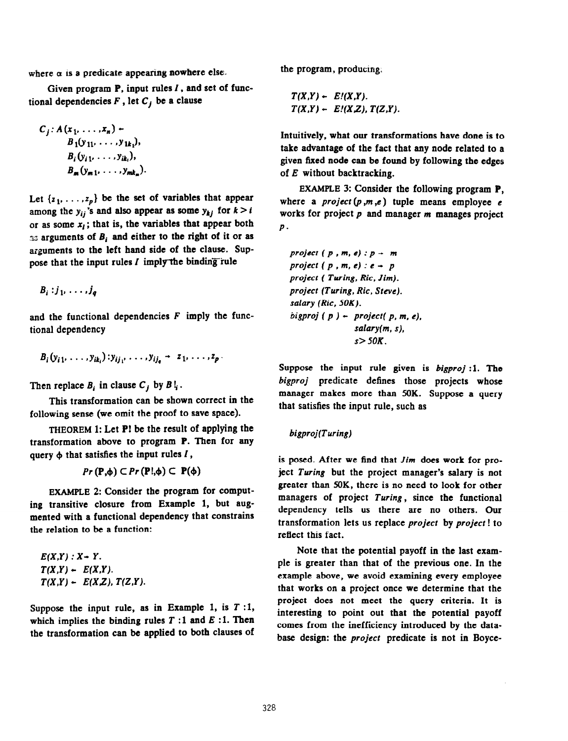where $\alpha$ is a predicate appearing nowhere else.

Given program **P**, input rules $I$, and set of functional dependencies $F$, let $C_j$ be a clause

$$C_j: A(x_1, \ldots, x_n) \leftarrow B_1(y_{11}, \ldots, y_{1k_1}), B_i(y_{i1}, \ldots, y_{ik_i}), B_m(y_{m1}, \ldots, y_{mk_m}).$$

Let $\{z_1, \ldots, z_p\}$ be the set of variables that appear among the $y_{ij}$'s and also appear as some $y_{kj}$ for $k > i$ or as some $x_l$; that is, the variables that appear both as arguments of $B_i$ and either to the right of it or as arguments to the left hand side of the clause. Suppose that the input rules $I$ imply the binding rule

$$B_i : j_1, \ldots, j_q$$

and the functional dependencies $F$ imply the functional dependency

$$B_i(y_{i1}, \ldots, y_{ik_i}) : y_{ij_1}, \ldots, y_{ij_q} \rightarrow z_1, \ldots, z_p.$$

Then replace $B_i$ in clause $C_j$ by $B!_i$.

This transformation can be shown correct in the following sense (we omit the proof to save space).

THEOREM 1: Let **P!** be the result of applying the transformation above to program **P**. Then for any query $\phi$ that satisfies the input rules $I$,

$$Pr(\mathbf{P}, \phi) \subset Pr(\mathbf{P!}, \phi) \subset \mathbf{P}(\phi)$$

EXAMPLE 2: Consider the program for computing transitive closure from Example 1, but augmented with a functional dependency that constrains the relation to be a function:

```
E(X,Y) : X → Y.
T(X,Y) ← E(X,Y).
T(X,Y) ← E(X,Z), T(Z,Y).
```

Suppose the input rule, as in Example 1, is $T$ :1, which implies the binding rules $T$ :1 and $E$ :1. Then the transformation can be applied to both clauses of the program, producing:

```
T(X,Y) ← E!(X,Y).
T(X,Y) ← E!(X,Z), T(Z,Y).
```

**Intuitively, what our transformations have done is to take advantage of the fact that any node related to a given fixed node can be found by following the edges of $E$ without backtracking.**

EXAMPLE 3: Consider the following program **P**, where a *project*$(p,m,e)$ tuple means employee $e$ works for project $p$ and manager $m$ manages project $p$.

```
project ( p , m, e) : p → m
project ( p , m, e) : e → p
project ( Turing, Ric, Jim).
project (Turing, Ric, Steve).
salary (Ric, 50K).
bigproj ( p ) ← project( p, m, e),
                salary(m, s),
                s> 50K.
```

Suppose the input rule given is *bigproj* :1. The *bigproj* predicate defines those projects whose manager makes more than 50K. Suppose a query that satisfies the input rule, such as

*bigproj(Turing)*

is posed. After we find that *Jim* does work for project *Turing* but the project manager's salary is not greater than 50K, there is no need to look for other managers of project *Turing*, since the functional dependency tells us there are no others. Our transformation lets us replace *project* by *project*! to reflect this fact.

Note that the potential payoff in the last example is greater than that of the previous one. In the example above, we avoid examining every employee that works on a project once we determine that the project does not meet the query criteria. It is interesting to point out that the potential payoff comes from the inefficiency introduced by the database design: the *project* predicate is not in Boyce-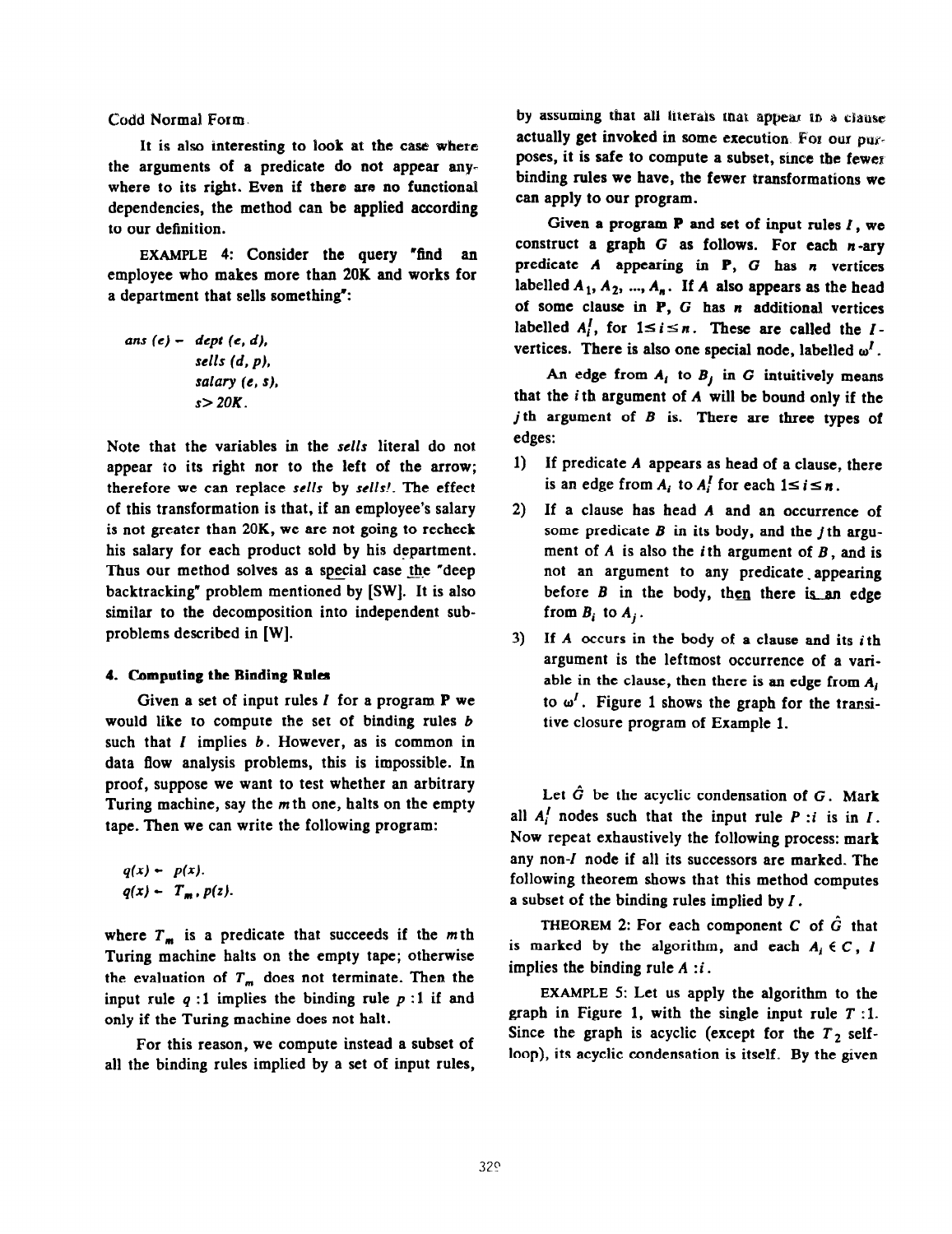Codd Normal Form.

It is also interesting to look at the case where the arguments of a predicate do not appear anywhere to its right. Even if there are no functional dependencies, the method can be applied according to our definition.

EXAMPLE 4: Consider the query "find an employee who makes more than 20K and works for a department that sells something":

```
ans (e) ← dept (e, d),
          sells (d, p),
          salary (e, s),
          s> 20K.
```

Note that the variables in the *sells* literal do not appear to its right nor to the left of the arrow; therefore we can replace *sells* by *sells!*. The effect of this transformation is that, if an employee's salary is not greater than 20K, we are not going to recheck his salary for each product sold by his department. Thus our method solves as a special case the "deep backtracking" problem mentioned by [SW]. It is also similar to the decomposition into independent subproblems described in [W].

#### 4. Computing the Binding Rules

Given a set of input rules $I$ for a program **P** we would like to compute the set of binding rules $b$ such that $I$ implies $b$. However, as is common in data flow analysis problems, this is impossible. In proof, suppose we want to test whether an arbitrary Turing machine, say the $m$th one, halts on the empty tape. Then we can write the following program:

```
q(x) ← p(x).
q(x) ← T_m, p(z).
```

where $T_m$ is a predicate that succeeds if the $m$th Turing machine halts on the empty tape; otherwise the evaluation of $T_m$ does not terminate. Then the input rule $q:1$ implies the binding rule $p:1$ if and only if the Turing machine does not halt.

For this reason, we compute instead a subset of all the binding rules implied by a set of input rules, by assuming that all literals that appear in a clause actually get invoked in some execution. For our purposes, it is safe to compute a subset, since the fewer binding rules we have, the fewer transformations we can apply to our program.

Given a program **P** and set of input rules $I$, we construct a graph $G$ as follows. For each $n$-ary predicate $A$ appearing in **P**, $G$ has $n$ vertices labelled $A_1, A_2, ..., A_n$. If $A$ also appears as the head of some clause in **P**, $G$ has $n$ additional vertices labelled $A_i^I$, for $1 \le i \le n$. These are called the $I$-vertices. There is also one special node, labelled $\omega^I$.

An edge from $A_i$ to $B_j$ in $G$ intuitively means that the $i$th argument of $A$ will be bound only if the $j$th argument of $B$ is. There are three types of edges:

1) If predicate $A$ appears as head of a clause, there is an edge from $A_i$ to $A_i^I$ for each $1 \le i \le n$.
2) If a clause has head $A$ and an occurrence of some predicate $B$ in its body, and the $j$th argument of $A$ is also the $i$th argument of $B$, and is not an argument to any predicate appearing before $B$ in the body, then there is an edge from $B_i$ to $A_j$.
3) If $A$ occurs in the body of a clause and its $i$th argument is the leftmost occurrence of a variable in the clause, then there is an edge from $A_i$ to $\omega^I$. Figure 1 shows the graph for the transitive closure program of Example 1.

Let $\hat{G}$ be the acyclic condensation of $G$. Mark all $A_i^I$ nodes such that the input rule $P:i$ is in $I$. Now repeat exhaustively the following process: mark any non-$I$ node if all its successors are marked. The following theorem shows that this method computes a subset of the binding rules implied by $I$.

THEOREM 2: For each component $C$ of $\hat{G}$ that is marked by the algorithm, and each $A_i \in C$, $I$ implies the binding rule $A:i$.

EXAMPLE 5: Let us apply the algorithm to the graph in Figure 1, with the single input rule $T:1$. Since the graph is acyclic (except for the $T_2$ self-loop), its acyclic condensation is itself. By the given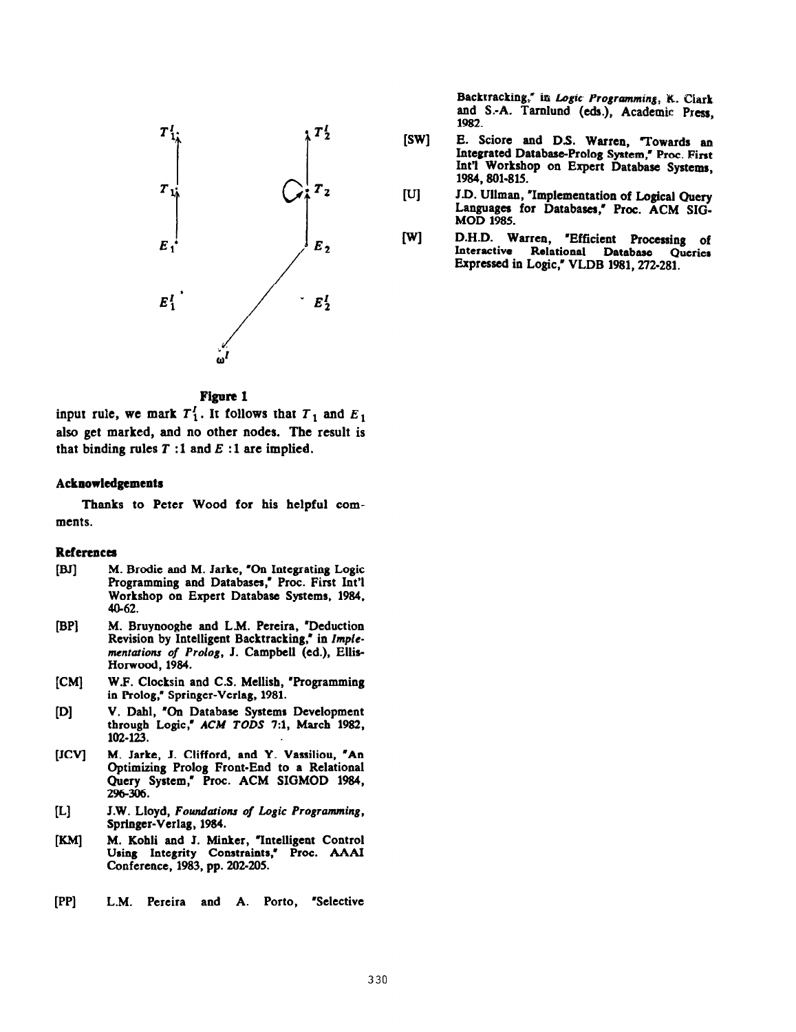$T_1^f$

$T_2^f$

$T_1$

$T_2$

$E_1$

$E_2$

$E_1^f$

$E_2^f$

$\omega^f$

**Figure 1**

input rule, we mark $T_1^f$. It follows that $T_1$ and $E_1$ also get marked, and no other nodes. The result is that binding rules $T:1$ and $E:1$ are implied.

### Acknowledgements

Thanks to Peter Wood for his helpful comments.

### References

[BJ] M. Brodie and M. Jarke, "On Integrating Logic Programming and Databases," Proc. First Int'l Workshop on Expert Database Systems, 1984, 40-62.

[BP] M. Bruynooghe and L.M. Pereira, "Deduction Revision by Intelligent Backtracking," in *Implementations of Prolog*, J. Campbell (ed.), Ellis-Horwood, 1984.

[CM] W.F. Clocksin and C.S. Mellish, "Programming in Prolog," Springer-Verlag, 1981.

[D] V. Dahl, "On Database Systems Development through Logic," *ACM TODS* 7:1, March 1982, 102-123.

[JCV] M. Jarke, J. Clifford, and Y. Vassiliou, "An Optimizing Prolog Front-End to a Relational Query System," Proc. ACM SIGMOD 1984, 296-306.

[L] J.W. Lloyd, *Foundations of Logic Programming*, Springer-Verlag, 1984.

[KM] M. Kohli and J. Minker, "Intelligent Control Using Integrity Constraints," Proc. AAAI Conference, 1983, pp. 202-205.

[PP] L.M. Pereira and A. Porto, "Selective Backtracking," in *Logic Programming*, K. Clark and S.-A. Tarnlund (eds.), Academic Press, 1982.

[SW] E. Sciore and D.S. Warren, "Towards an Integrated Database-Prolog System," Proc. First Int'l Workshop on Expert Database Systems, 1984, 801-815.

[U] J.D. Ullman, "Implementation of Logical Query Languages for Databases," Proc. ACM SIGMOD 1985.

[W] D.H.D. Warren, "Efficient Processing of Interactive Relational Database Queries Expressed in Logic," VLDB 1981, 272-281.